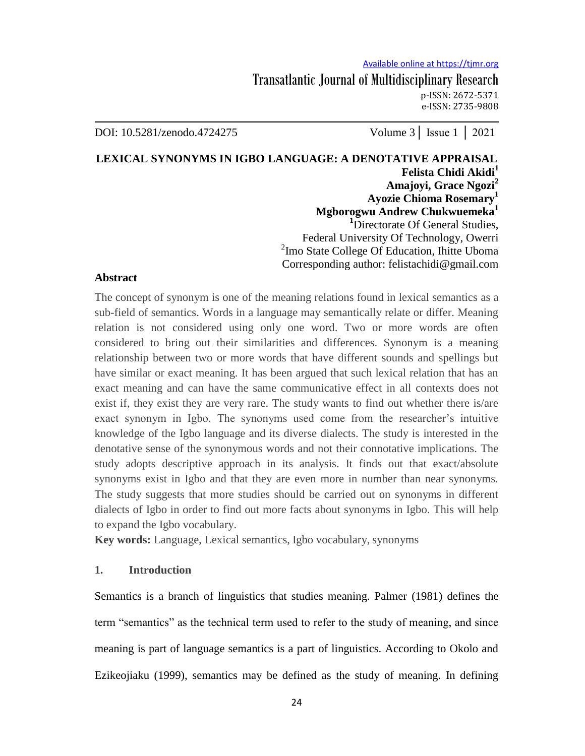# LEXICAL SYNONYMS IN IGBO LANGUAGE: A DENOTATIVE APPRAISAL

**Felista Chidi Akidi[1]**
**Amajoyi, Grace Ngozi[2]**
**Ayozie Chioma Rosemary[1]**
**Mgborogwu Andrew Chukwuemeka[1]**

[1]Directorate Of General Studies, Federal University Of Technology, Owerri
[2]Imo State College Of Education, Ihitte Uboma
Corresponding author: felistachidi@gmail.com

## Abstract

The concept of synonym is one of the meaning relations found in lexical semantics as a sub-field of semantics. Words in a language may semantically relate or differ. Meaning relation is not considered using only one word. Two or more words are often considered to bring out their similarities and differences. Synonym is a meaning relationship between two or more words that have different sounds and spellings but have similar or exact meaning. It has been argued that such lexical relation that has an exact meaning and can have the same communicative effect in all contexts does not exist if, they exist they are very rare. The study wants to find out whether there is/are exact synonym in Igbo. The synonyms used come from the researcher's intuitive knowledge of the Igbo language and its diverse dialects. The study is interested in the denotative sense of the synonymous words and not their connotative implications. The study adopts descriptive approach in its analysis. It finds out that exact/absolute synonyms exist in Igbo and that they are even more in number than near synonyms. The study suggests that more studies should be carried out on synonyms in different dialects of Igbo in order to find out more facts about synonyms in Igbo. This will help to expand the Igbo vocabulary.

**Key words:** Language, Lexical semantics, Igbo vocabulary, synonyms

## 1. Introduction

Semantics is a branch of linguistics that studies meaning. Palmer (1981) defines the term "semantics" as the technical term used to refer to the study of meaning, and since meaning is part of language semantics is a part of linguistics. According to Okolo and Ezikeojiaku (1999), semantics may be defined as the study of meaning. In defining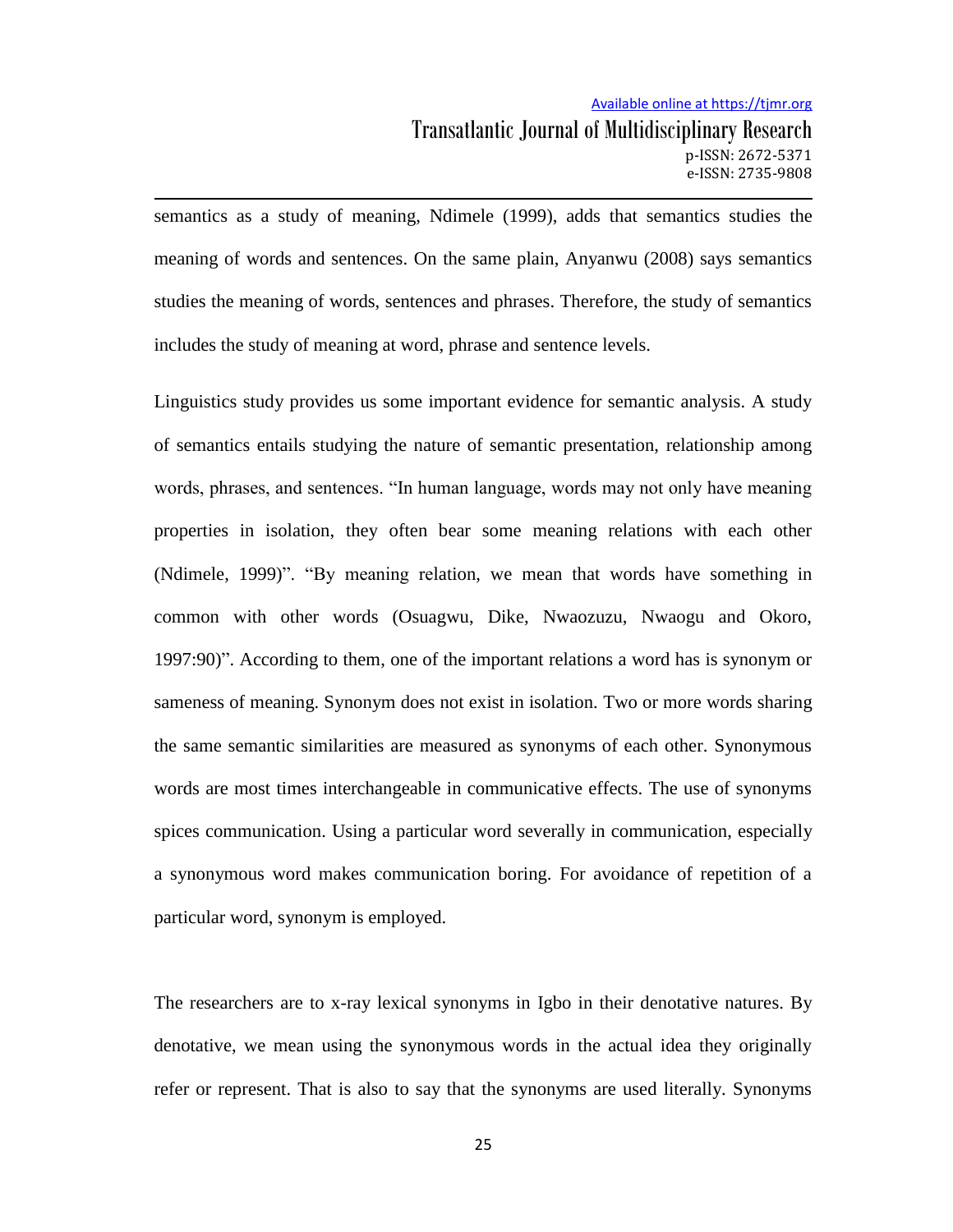semantics as a study of meaning, Ndimele (1999), adds that semantics studies the meaning of words and sentences. On the same plain, Anyanwu (2008) says semantics studies the meaning of words, sentences and phrases. Therefore, the study of semantics includes the study of meaning at word, phrase and sentence levels.

Linguistics study provides us some important evidence for semantic analysis. A study of semantics entails studying the nature of semantic presentation, relationship among words, phrases, and sentences. "In human language, words may not only have meaning properties in isolation, they often bear some meaning relations with each other (Ndimele, 1999)". "By meaning relation, we mean that words have something in common with other words (Osuagwu, Dike, Nwaozuzu, Nwaogu and Okoro, 1997:90)". According to them, one of the important relations a word has is synonym or sameness of meaning. Synonym does not exist in isolation. Two or more words sharing the same semantic similarities are measured as synonyms of each other. Synonymous words are most times interchangeable in communicative effects. The use of synonyms spices communication. Using a particular word severally in communication, especially a synonymous word makes communication boring. For avoidance of repetition of a particular word, synonym is employed.

The researchers are to x-ray lexical synonyms in Igbo in their denotative natures. By denotative, we mean using the synonymous words in the actual idea they originally refer or represent. That is also to say that the synonyms are used literally. Synonyms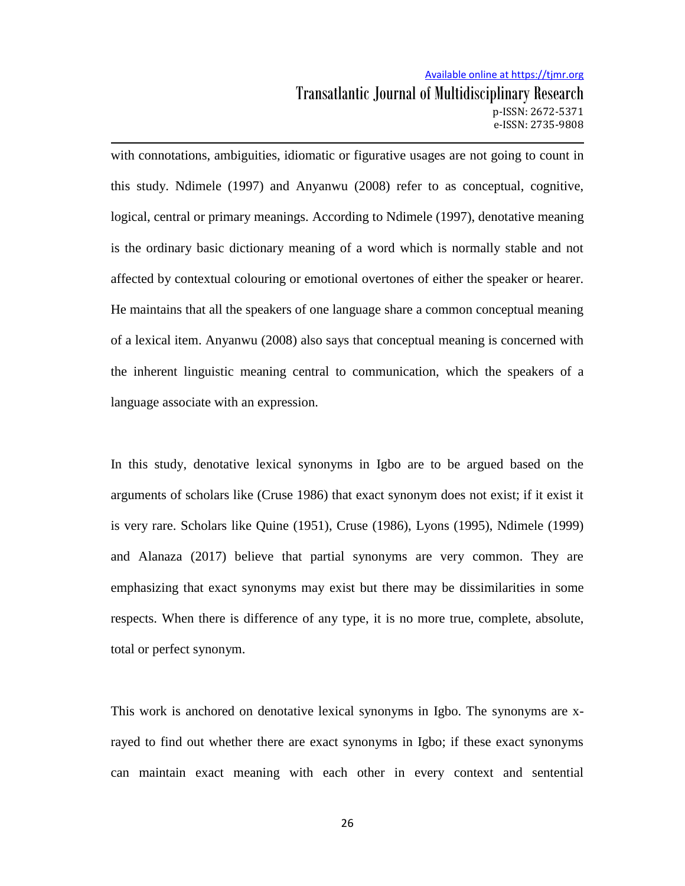with connotations, ambiguities, idiomatic or figurative usages are not going to count in this study. Ndimele (1997) and Anyanwu (2008) refer to as conceptual, cognitive, logical, central or primary meanings. According to Ndimele (1997), denotative meaning is the ordinary basic dictionary meaning of a word which is normally stable and not affected by contextual colouring or emotional overtones of either the speaker or hearer. He maintains that all the speakers of one language share a common conceptual meaning of a lexical item. Anyanwu (2008) also says that conceptual meaning is concerned with the inherent linguistic meaning central to communication, which the speakers of a language associate with an expression.

In this study, denotative lexical synonyms in Igbo are to be argued based on the arguments of scholars like (Cruse 1986) that exact synonym does not exist; if it exist it is very rare. Scholars like Quine (1951), Cruse (1986), Lyons (1995), Ndimele (1999) and Alanaza (2017) believe that partial synonyms are very common. They are emphasizing that exact synonyms may exist but there may be dissimilarities in some respects. When there is difference of any type, it is no more true, complete, absolute, total or perfect synonym.

This work is anchored on denotative lexical synonyms in Igbo. The synonyms are x-rayed to find out whether there are exact synonyms in Igbo; if these exact synonyms can maintain exact meaning with each other in every context and sentential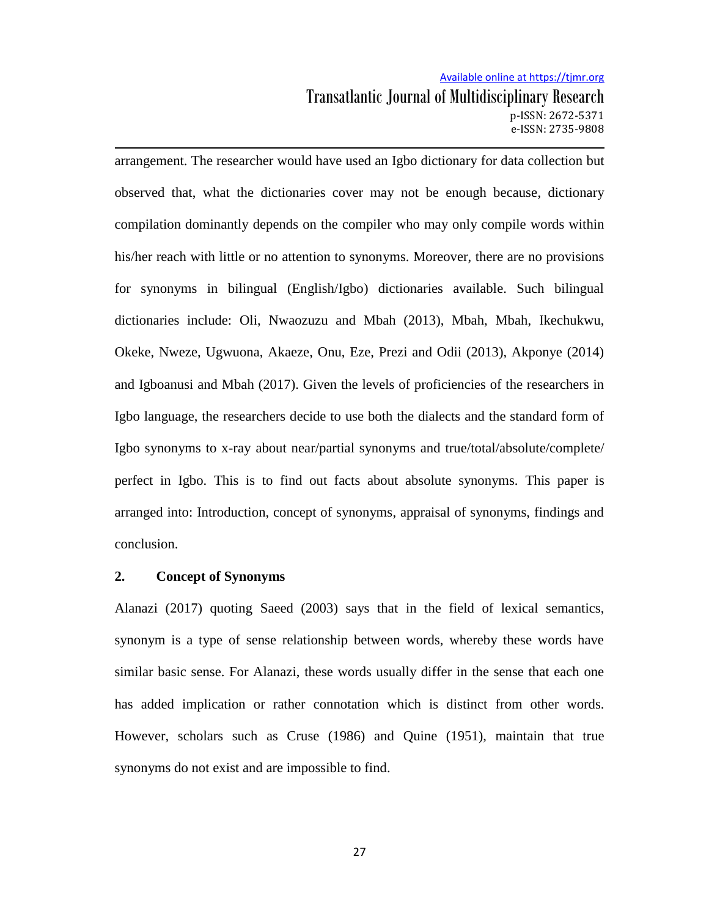arrangement. The researcher would have used an Igbo dictionary for data collection but observed that, what the dictionaries cover may not be enough because, dictionary compilation dominantly depends on the compiler who may only compile words within his/her reach with little or no attention to synonyms. Moreover, there are no provisions for synonyms in bilingual (English/Igbo) dictionaries available. Such bilingual dictionaries include: Oli, Nwaozuzu and Mbah (2013), Mbah, Mbah, Ikechukwu, Okeke, Nweze, Ugwuona, Akaeze, Onu, Eze, Prezi and Odii (2013), Akponye (2014) and Igboanusi and Mbah (2017). Given the levels of proficiencies of the researchers in Igbo language, the researchers decide to use both the dialects and the standard form of Igbo synonyms to x-ray about near/partial synonyms and true/total/absolute/complete/ perfect in Igbo. This is to find out facts about absolute synonyms. This paper is arranged into: Introduction, concept of synonyms, appraisal of synonyms, findings and conclusion.

## 2. Concept of Synonyms

Alanazi (2017) quoting Saeed (2003) says that in the field of lexical semantics, synonym is a type of sense relationship between words, whereby these words have similar basic sense. For Alanazi, these words usually differ in the sense that each one has added implication or rather connotation which is distinct from other words. However, scholars such as Cruse (1986) and Quine (1951), maintain that true synonyms do not exist and are impossible to find.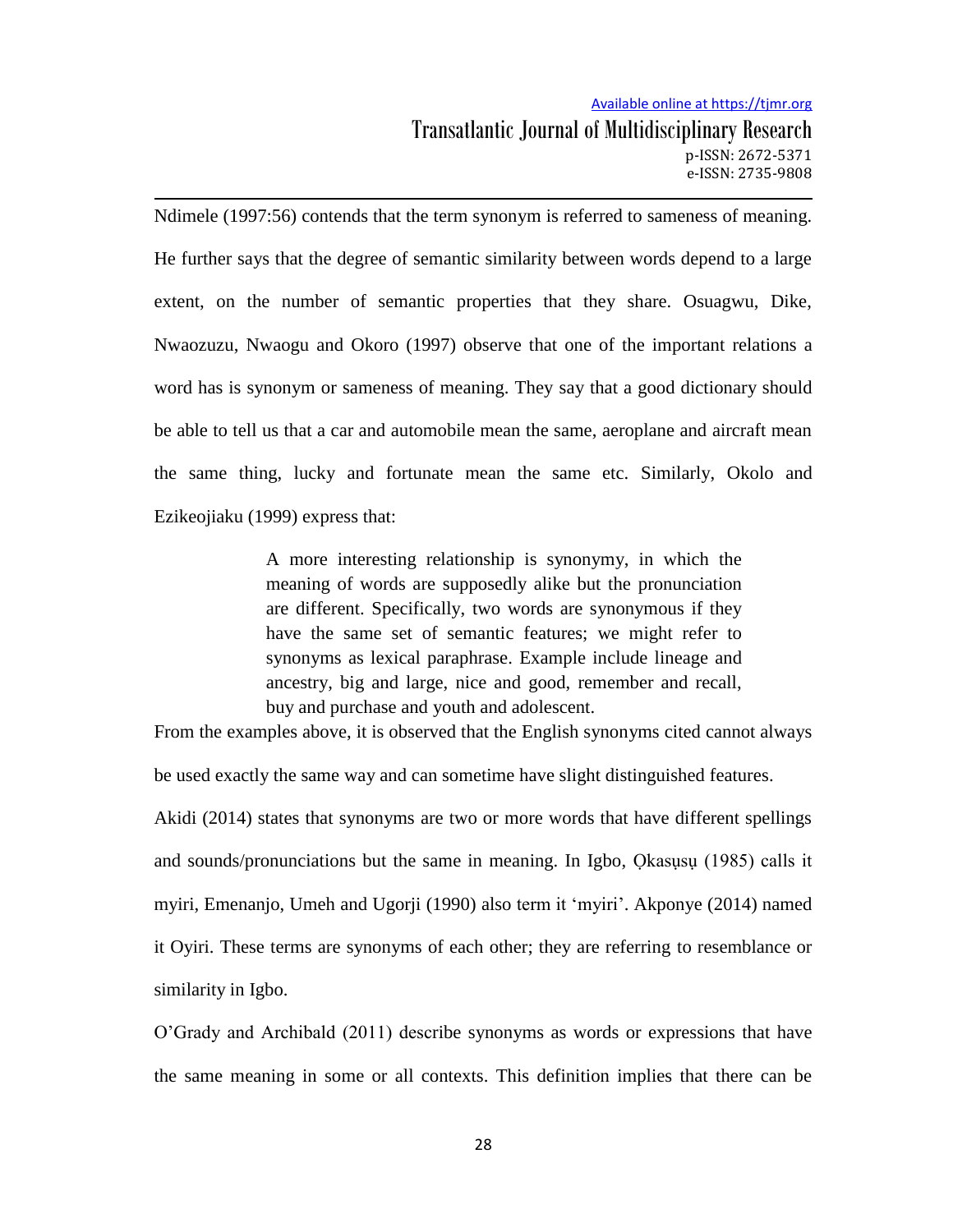Ndimele (1997:56) contends that the term synonym is referred to sameness of meaning. He further says that the degree of semantic similarity between words depend to a large extent, on the number of semantic properties that they share. Osuagwu, Dike, Nwaozuzu, Nwaogu and Okoro (1997) observe that one of the important relations a word has is synonym or sameness of meaning. They say that a good dictionary should be able to tell us that a car and automobile mean the same, aeroplane and aircraft mean the same thing, lucky and fortunate mean the same etc. Similarly, Okolo and Ezikeojiaku (1999) express that:

> A more interesting relationship is synonymy, in which the meaning of words are supposedly alike but the pronunciation are different. Specifically, two words are synonymous if they have the same set of semantic features; we might refer to synonyms as lexical paraphrase. Example include lineage and ancestry, big and large, nice and good, remember and recall, buy and purchase and youth and adolescent.

From the examples above, it is observed that the English synonyms cited cannot always be used exactly the same way and can sometime have slight distinguished features.

Akidi (2014) states that synonyms are two or more words that have different spellings and sounds/pronunciations but the same in meaning. In Igbo, Ọkasụsụ (1985) calls it myiri, Emenanjo, Umeh and Ugorji (1990) also term it 'myiri'. Akponye (2014) named it Oyiri. These terms are synonyms of each other; they are referring to resemblance or similarity in Igbo.

O'Grady and Archibald (2011) describe synonyms as words or expressions that have the same meaning in some or all contexts. This definition implies that there can be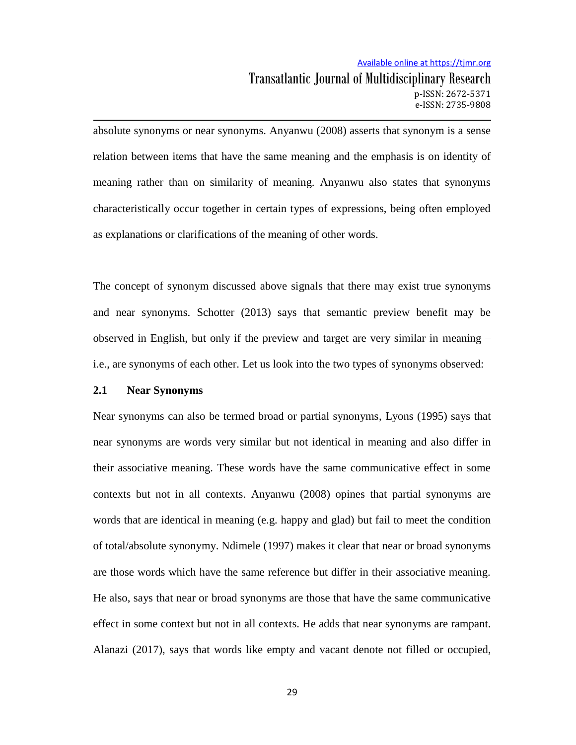absolute synonyms or near synonyms. Anyanwu (2008) asserts that synonym is a sense relation between items that have the same meaning and the emphasis is on identity of meaning rather than on similarity of meaning. Anyanwu also states that synonyms characteristically occur together in certain types of expressions, being often employed as explanations or clarifications of the meaning of other words.

The concept of synonym discussed above signals that there may exist true synonyms and near synonyms. Schotter (2013) says that semantic preview benefit may be observed in English, but only if the preview and target are very similar in meaning – i.e., are synonyms of each other. Let us look into the two types of synonyms observed:

### 2.1 Near Synonyms

Near synonyms can also be termed broad or partial synonyms, Lyons (1995) says that near synonyms are words very similar but not identical in meaning and also differ in their associative meaning. These words have the same communicative effect in some contexts but not in all contexts. Anyanwu (2008) opines that partial synonyms are words that are identical in meaning (e.g. happy and glad) but fail to meet the condition of total/absolute synonymy. Ndimele (1997) makes it clear that near or broad synonyms are those words which have the same reference but differ in their associative meaning. He also, says that near or broad synonyms are those that have the same communicative effect in some context but not in all contexts. He adds that near synonyms are rampant. Alanazi (2017), says that words like empty and vacant denote not filled or occupied,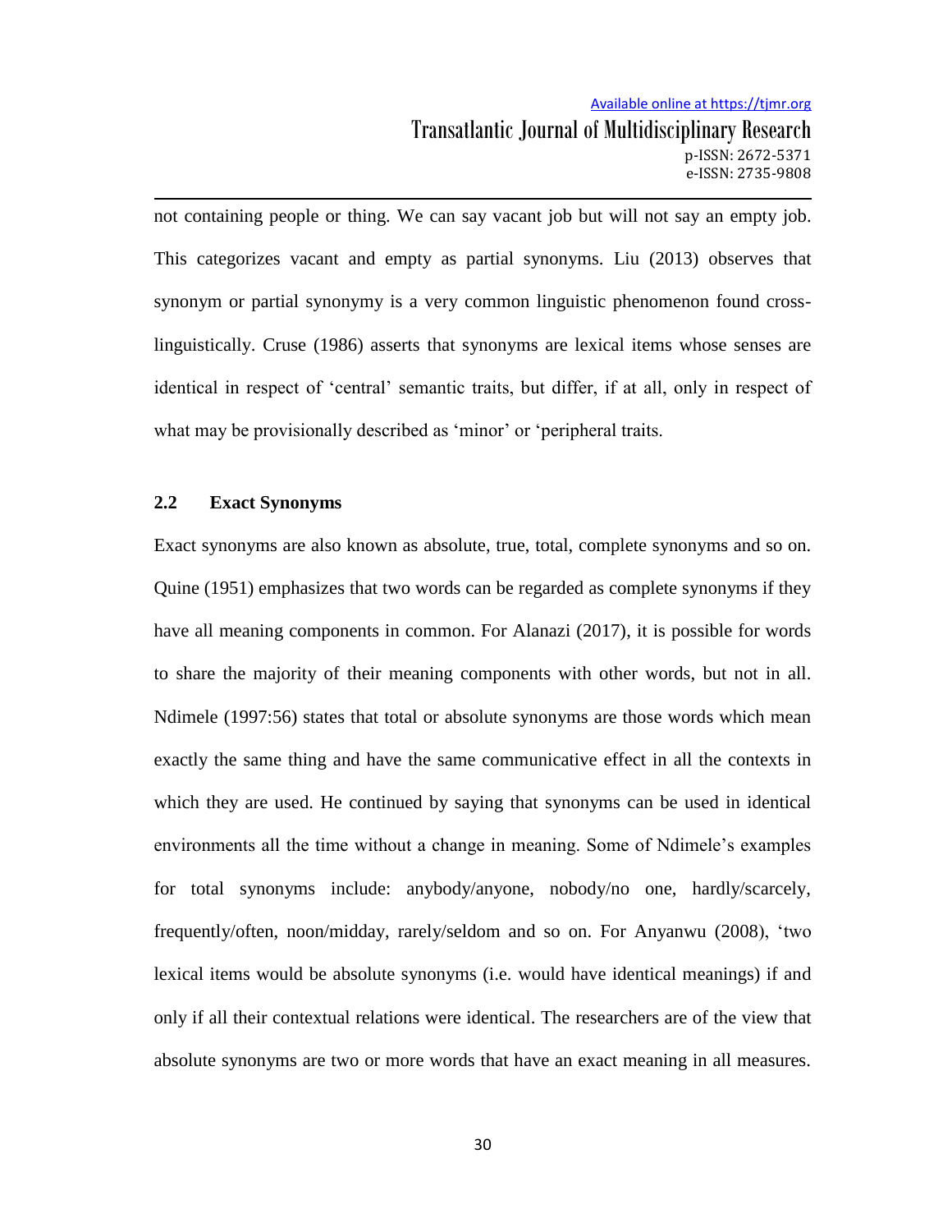not containing people or thing. We can say vacant job but will not say an empty job. This categorizes vacant and empty as partial synonyms. Liu (2013) observes that synonym or partial synonymy is a very common linguistic phenomenon found cross-linguistically. Cruse (1986) asserts that synonyms are lexical items whose senses are identical in respect of 'central' semantic traits, but differ, if at all, only in respect of what may be provisionally described as 'minor' or 'peripheral traits.

## 2.2 Exact Synonyms

Exact synonyms are also known as absolute, true, total, complete synonyms and so on. Quine (1951) emphasizes that two words can be regarded as complete synonyms if they have all meaning components in common. For Alanazi (2017), it is possible for words to share the majority of their meaning components with other words, but not in all. Ndimele (1997:56) states that total or absolute synonyms are those words which mean exactly the same thing and have the same communicative effect in all the contexts in which they are used. He continued by saying that synonyms can be used in identical environments all the time without a change in meaning. Some of Ndimele's examples for total synonyms include: anybody/anyone, nobody/no one, hardly/scarcely, frequently/often, noon/midday, rarely/seldom and so on. For Anyanwu (2008), 'two lexical items would be absolute synonyms (i.e. would have identical meanings) if and only if all their contextual relations were identical. The researchers are of the view that absolute synonyms are two or more words that have an exact meaning in all measures.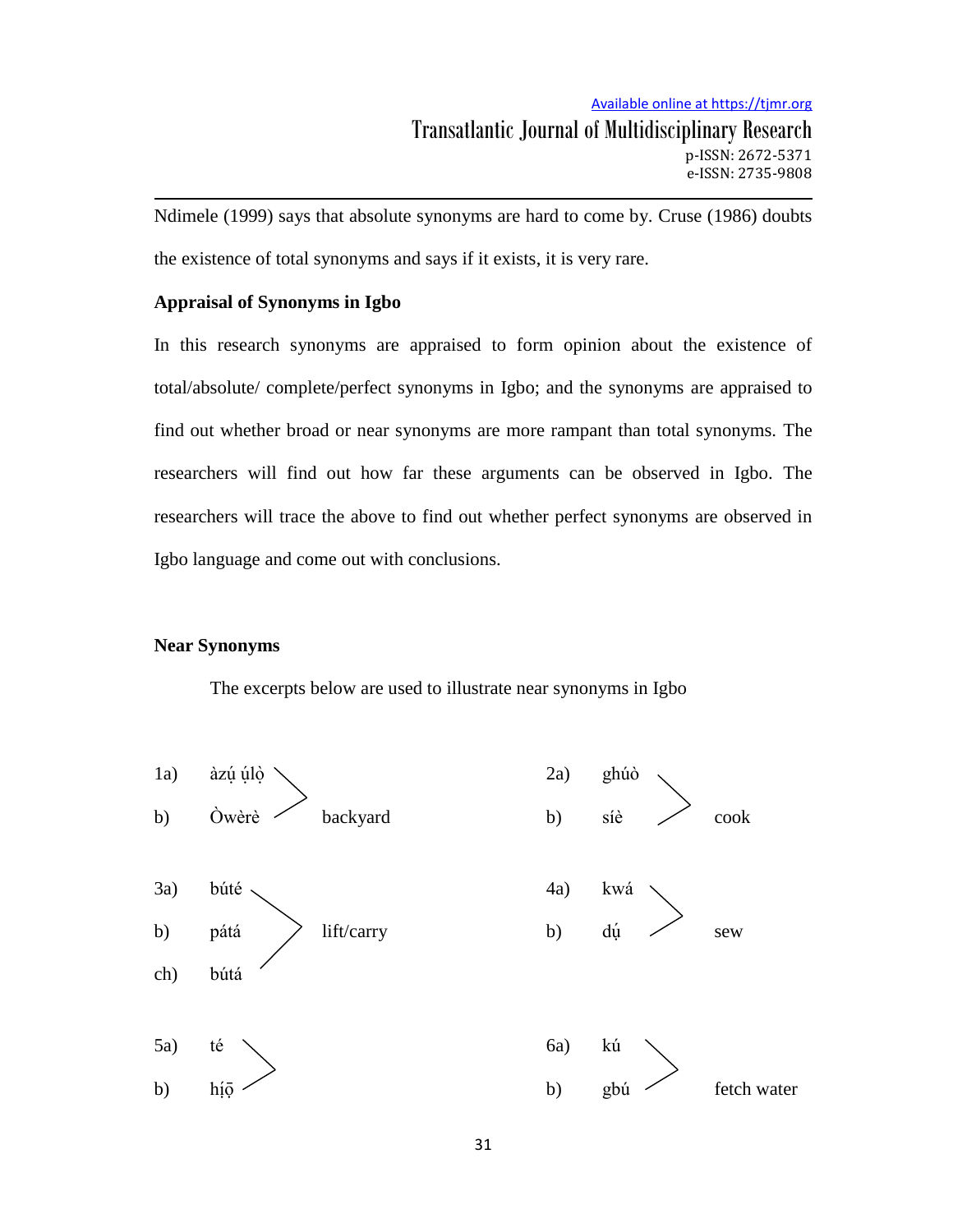Ndimele (1999) says that absolute synonyms are hard to come by. Cruse (1986) doubts the existence of total synonyms and says if it exists, it is very rare.

**Appraisal of Synonyms in Igbo**

In this research synonyms are appraised to form opinion about the existence of total/absolute/ complete/perfect synonyms in Igbo; and the synonyms are appraised to find out whether broad or near synonyms are more rampant than total synonyms. The researchers will find out how far these arguments can be observed in Igbo. The researchers will trace the above to find out whether perfect synonyms are observed in Igbo language and come out with conclusions.

**Near Synonyms**

The excerpts below are used to illustrate near synonyms in Igbo

1a) àzụ́ ụ́lọ̀
b) Òwèrè > backyard

2a) ghúò
b) síè > cook

3a) búté
b) pátá > lift/carry
ch) bútá

4a) kwá
b) dụ́ > sew

5a) té
b) hị́ọ̄ >

6a) kú
b) gbú > fetch water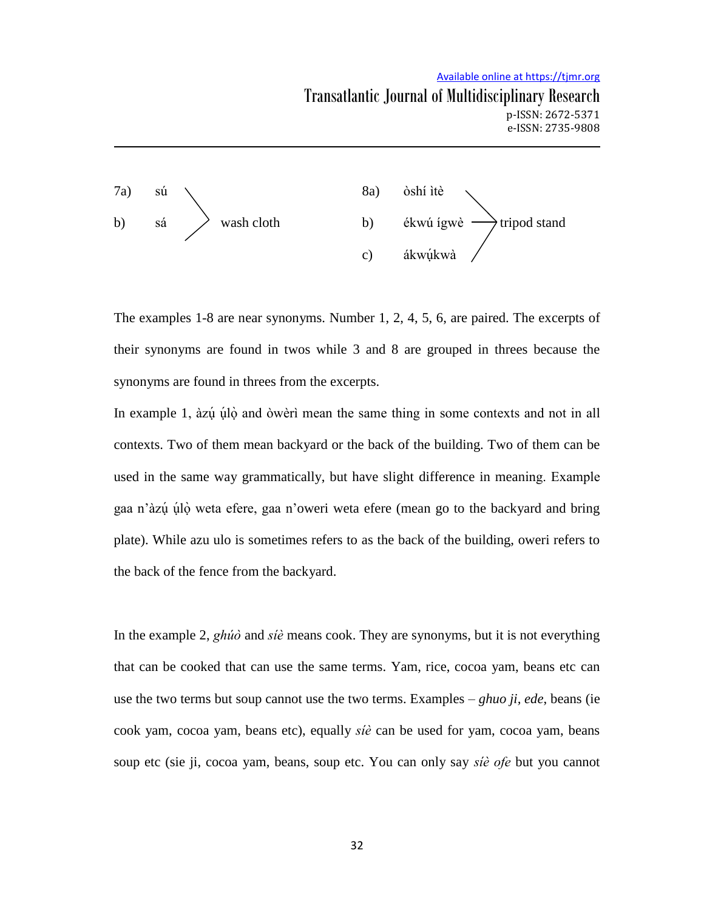7a) sú
b) sá → wash cloth

8a) òshí ìtè
b) ékwú ígwè → tripod stand
c) ákwụ́kwà

The examples 1-8 are near synonyms. Number 1, 2, 4, 5, 6, are paired. The excerpts of their synonyms are found in twos while 3 and 8 are grouped in threes because the synonyms are found in threes from the excerpts.

In example 1, àzụ́ ụ́lọ̀ and òwèrì mean the same thing in some contexts and not in all contexts. Two of them mean backyard or the back of the building. Two of them can be used in the same way grammatically, but have slight difference in meaning. Example gaa n'àzụ́ ụ́lọ̀ weta efere, gaa n'oweri weta efere (mean go to the backyard and bring plate). While azu ulo is sometimes refers to as the back of the building, oweri refers to the back of the fence from the backyard.

In the example 2, *ghúò* and *síè* means cook. They are synonyms, but it is not everything that can be cooked that can use the same terms. Yam, rice, cocoa yam, beans etc can use the two terms but soup cannot use the two terms. Examples – *ghuo ji, ede*, beans (ie cook yam, cocoa yam, beans etc), equally *síè* can be used for yam, cocoa yam, beans soup etc (sie ji, cocoa yam, beans, soup etc. You can only say *síè ofe* but you cannot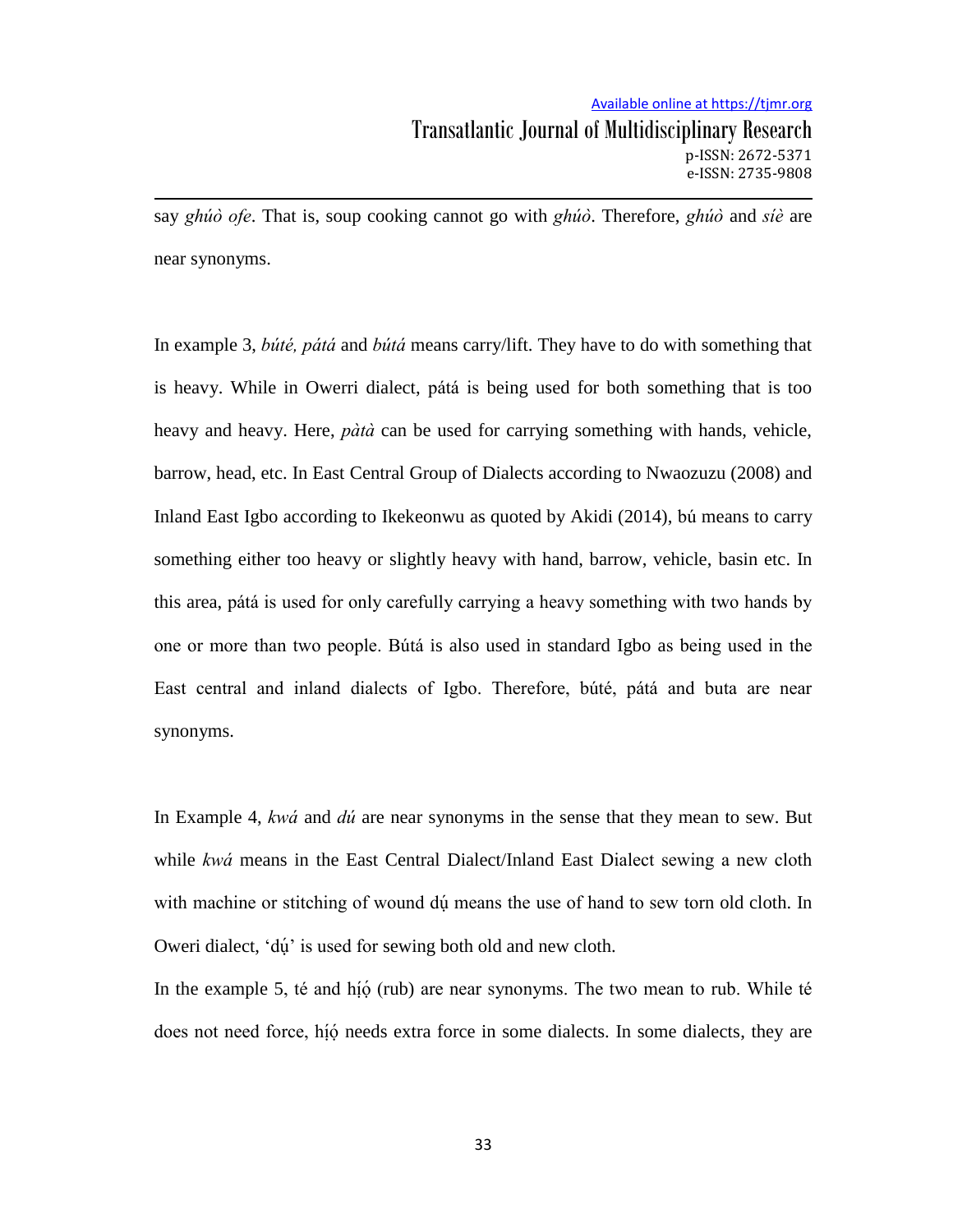say *ghúò ofe*. That is, soup cooking cannot go with *ghúò*. Therefore, *ghúò* and *síè* are near synonyms.

In example 3, *búté, pátá* and *bútá* means carry/lift. They have to do with something that is heavy. While in Owerri dialect, pátá is being used for both something that is too heavy and heavy. Here, *pàtà* can be used for carrying something with hands, vehicle, barrow, head, etc. In East Central Group of Dialects according to Nwaozuzu (2008) and Inland East Igbo according to Ikekeonwu as quoted by Akidi (2014), bú means to carry something either too heavy or slightly heavy with hand, barrow, vehicle, basin etc. In this area, pátá is used for only carefully carrying a heavy something with two hands by one or more than two people. Bútá is also used in standard Igbo as being used in the East central and inland dialects of Igbo. Therefore, búté, pátá and buta are near synonyms.

In Example 4, *kwá* and *dú* are near synonyms in the sense that they mean to sew. But while *kwá* means in the East Central Dialect/Inland East Dialect sewing a new cloth with machine or stitching of wound dụ́ means the use of hand to sew torn old cloth. In Oweri dialect, 'dụ́' is used for sewing both old and new cloth.

In the example 5, té and hị́ọ́ (rub) are near synonyms. The two mean to rub. While té does not need force, hị́ọ́ needs extra force in some dialects. In some dialects, they are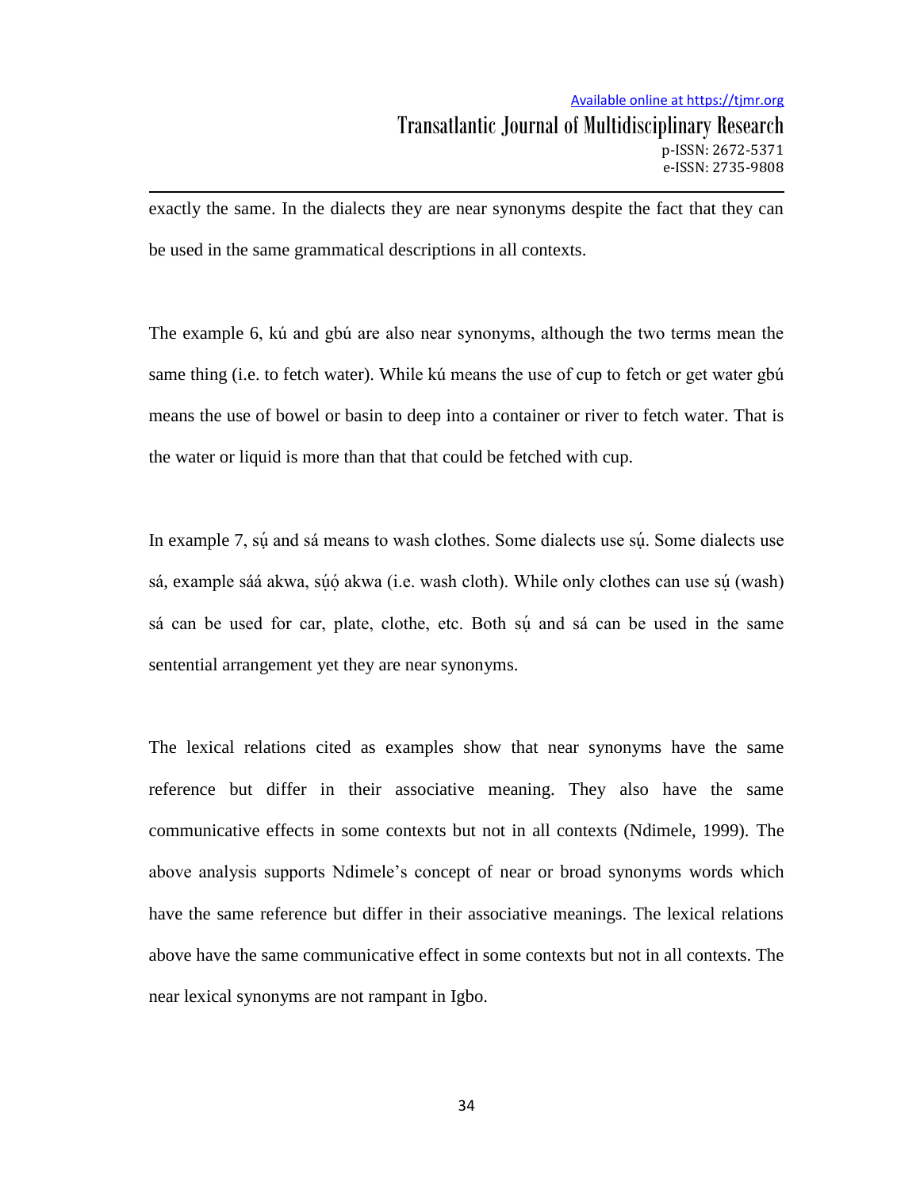exactly the same. In the dialects they are near synonyms despite the fact that they can be used in the same grammatical descriptions in all contexts.

The example 6, kú and gbú are also near synonyms, although the two terms mean the same thing (i.e. to fetch water). While kú means the use of cup to fetch or get water gbú means the use of bowel or basin to deep into a container or river to fetch water. That is the water or liquid is more than that that could be fetched with cup.

In example 7, sụ́ and sá means to wash clothes. Some dialects use sụ́. Some dialects use sá, example sáá akwa, sụ́ọ́ akwa (i.e. wash cloth). While only clothes can use sụ́ (wash) sá can be used for car, plate, clothe, etc. Both sụ́ and sá can be used in the same sentential arrangement yet they are near synonyms.

The lexical relations cited as examples show that near synonyms have the same reference but differ in their associative meaning. They also have the same communicative effects in some contexts but not in all contexts (Ndimele, 1999). The above analysis supports Ndimele's concept of near or broad synonyms words which have the same reference but differ in their associative meanings. The lexical relations above have the same communicative effect in some contexts but not in all contexts. The near lexical synonyms are not rampant in Igbo.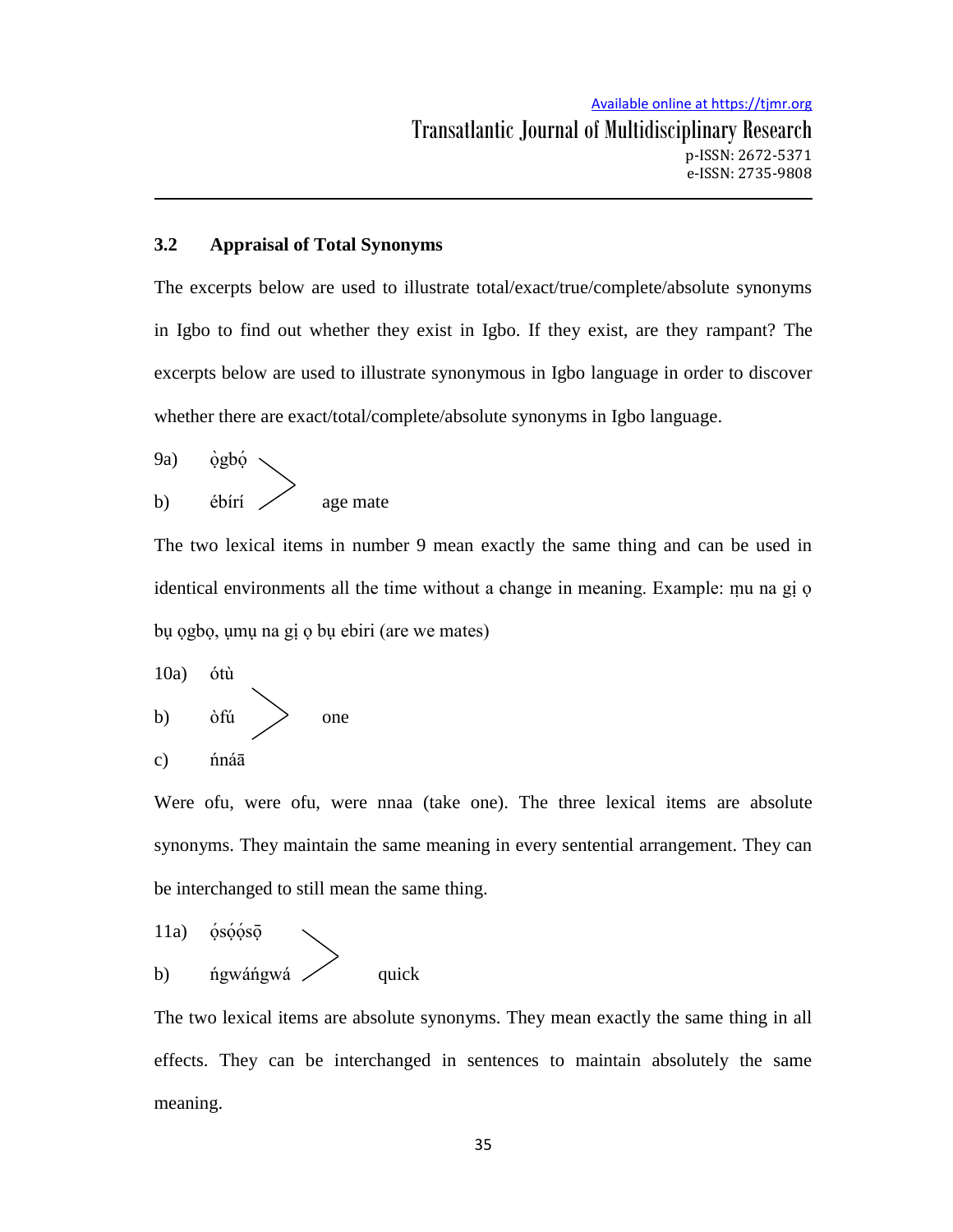### 3.2 Appraisal of Total Synonyms

The excerpts below are used to illustrate total/exact/true/complete/absolute synonyms in Igbo to find out whether they exist in Igbo. If they exist, are they rampant? The excerpts below are used to illustrate synonymous in Igbo language in order to discover whether there are exact/total/complete/absolute synonyms in Igbo language.

9a) ọ̀gbọ́
b) ébírí — age mate

The two lexical items in number 9 mean exactly the same thing and can be used in identical environments all the time without a change in meaning. Example: ṃu na gị ọ bụ ọgbọ, ụmụ na gị ọ bụ ebiri (are we mates)

10a) ótù
b) òfú — one
c) ńnáā

Were ofu, were ofu, were nnaa (take one). The three lexical items are absolute synonyms. They maintain the same meaning in every sentential arrangement. They can be interchanged to still mean the same thing.

11a) ọ́sọ́ọ́sọ̄
b) ńgwáńgwá — quick

The two lexical items are absolute synonyms. They mean exactly the same thing in all effects. They can be interchanged in sentences to maintain absolutely the same meaning.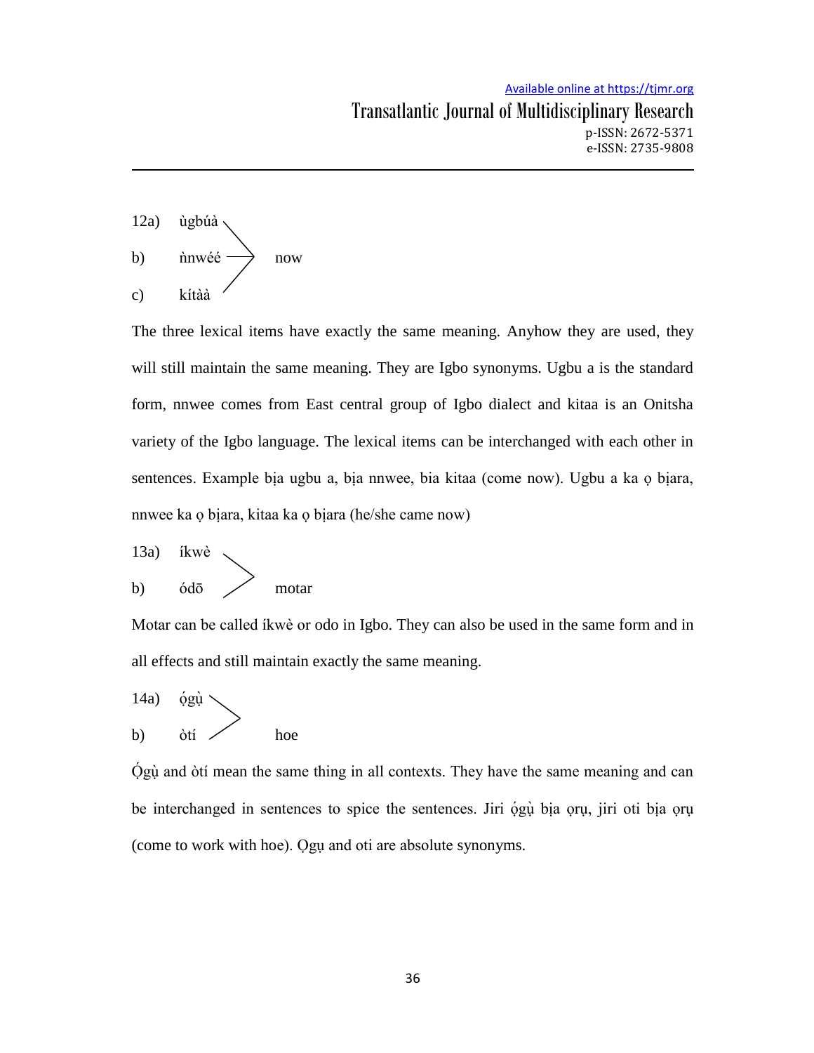12a) ùgbúà
b) ǹnwéé → now
c) kítàà

The three lexical items have exactly the same meaning. Anyhow they are used, they will still maintain the same meaning. They are Igbo synonyms. Ugbu a is the standard form, nnwee comes from East central group of Igbo dialect and kitaa is an Onitsha variety of the Igbo language. The lexical items can be interchanged with each other in sentences. Example bịa ugbu a, bịa nnwee, bia kitaa (come now). Ugbu a ka ọ bịara, nnwee ka ọ bịara, kitaa ka ọ bịara (he/she came now)

13a) íkwè
b) ódō → motar

Motar can be called íkwè or odo in Igbo. They can also be used in the same form and in all effects and still maintain exactly the same meaning.

14a) ọ́gụ̀
b) òtí → hoe

Ọ́gụ̀ and òtí mean the same thing in all contexts. They have the same meaning and can be interchanged in sentences to spice the sentences. Jiri ọ́gụ̀ bịa ọrụ, jiri oti bịa ọrụ (come to work with hoe). Ọgụ and oti are absolute synonyms.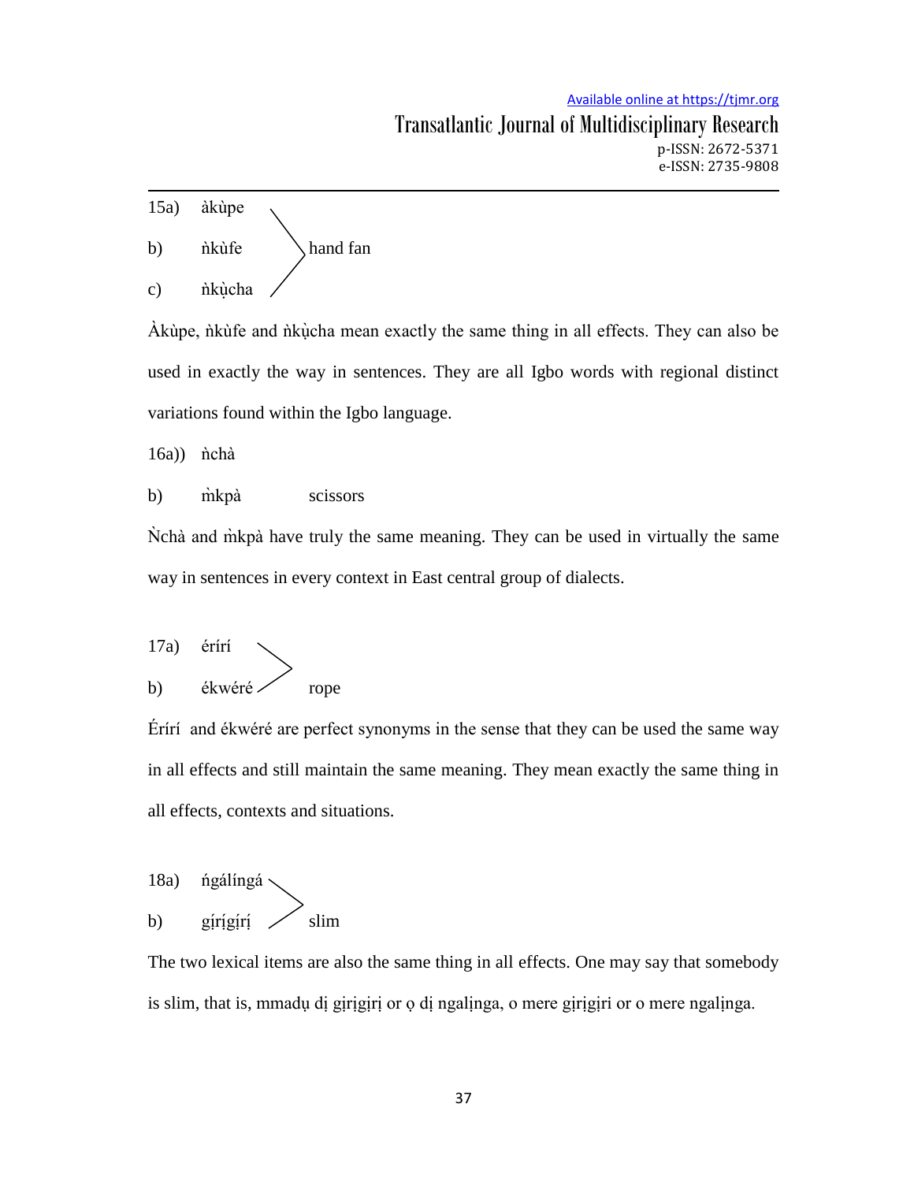15a) àkùpe

b) ǹkùfe → hand fan

c) ǹkụ̀cha

Àkùpe, ǹkùfe and ǹkụ̀cha mean exactly the same thing in all effects. They can also be used in exactly the way in sentences. They are all Igbo words with regional distinct variations found within the Igbo language.

16a)) ǹchà

b) m̀kpà scissors

Ǹchà and m̀kpà have truly the same meaning. They can be used in virtually the same way in sentences in every context in East central group of dialects.

17a) éríí

b) ékwéré → rope

Éríí and ékwéré are perfect synonyms in the sense that they can be used the same way in all effects and still maintain the same meaning. They mean exactly the same thing in all effects, contexts and situations.

18a) ńgálíngá

b) gịṛígịṛí → slim

The two lexical items are also the same thing in all effects. One may say that somebody is slim, that is, mmadụ dị gịrigịrị or ọ dị ngalịnga, o mere gịrịgịri or o mere ngalịnga.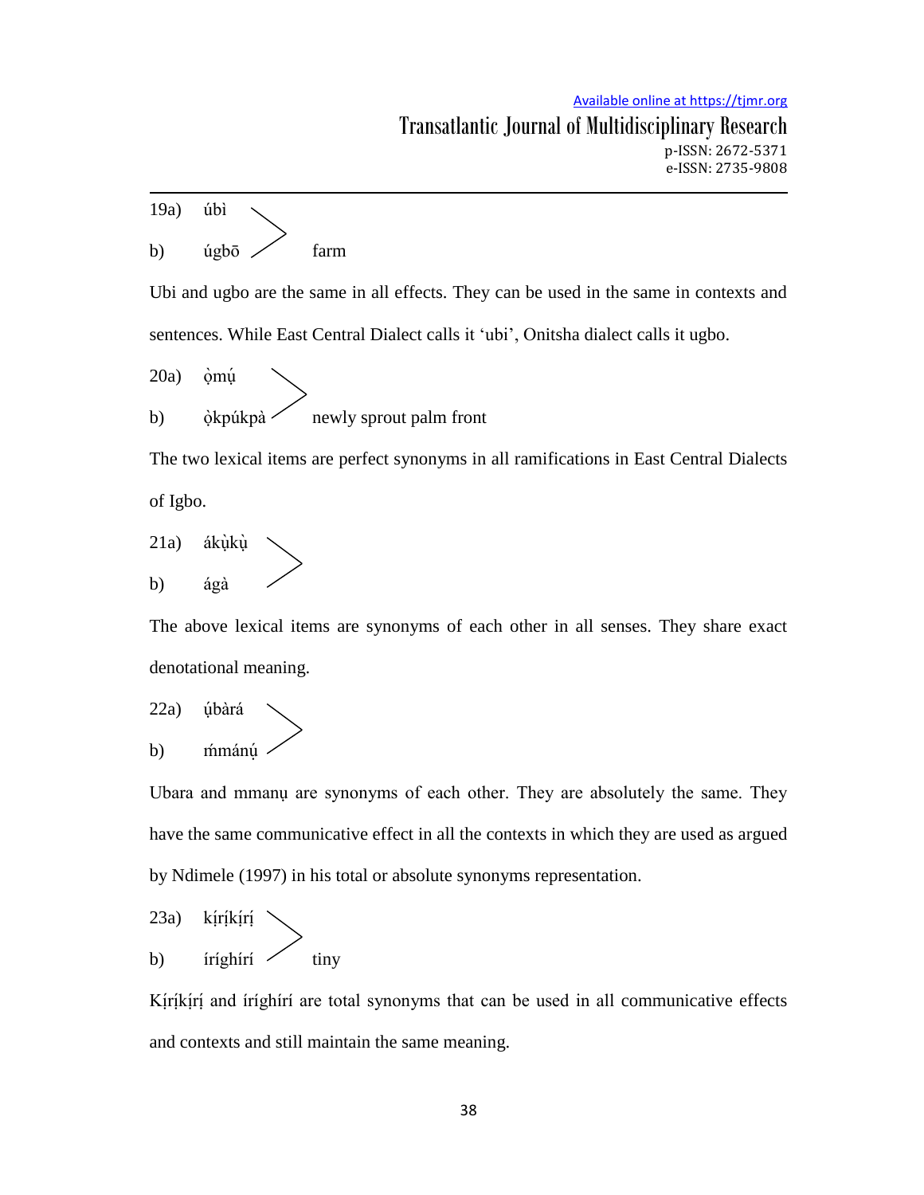19a) úbì

b) úgbō — farm

Ubi and ugbo are the same in all effects. They can be used in the same in contexts and sentences. While East Central Dialect calls it 'ubi', Onitsha dialect calls it ugbo.

20a) ọ̀mụ́

b) ọ̀kpúkpà — newly sprout palm front

The two lexical items are perfect synonyms in all ramifications in East Central Dialects of Igbo.

21a) ákụ̀kụ̀

b) ágà

The above lexical items are synonyms of each other in all senses. They share exact denotational meaning.

22a) ụ́bàrá

b) ḿmánụ̣

Ubara and mmanụ are synonyms of each other. They are absolutely the same. They have the same communicative effect in all the contexts in which they are used as argued by Ndimele (1997) in his total or absolute synonyms representation.

23a) kị́rị́kị́rị́

b) íríghírí — tiny

Kị́rị́kị́rị́ and íríghírí are total synonyms that can be used in all communicative effects and contexts and still maintain the same meaning.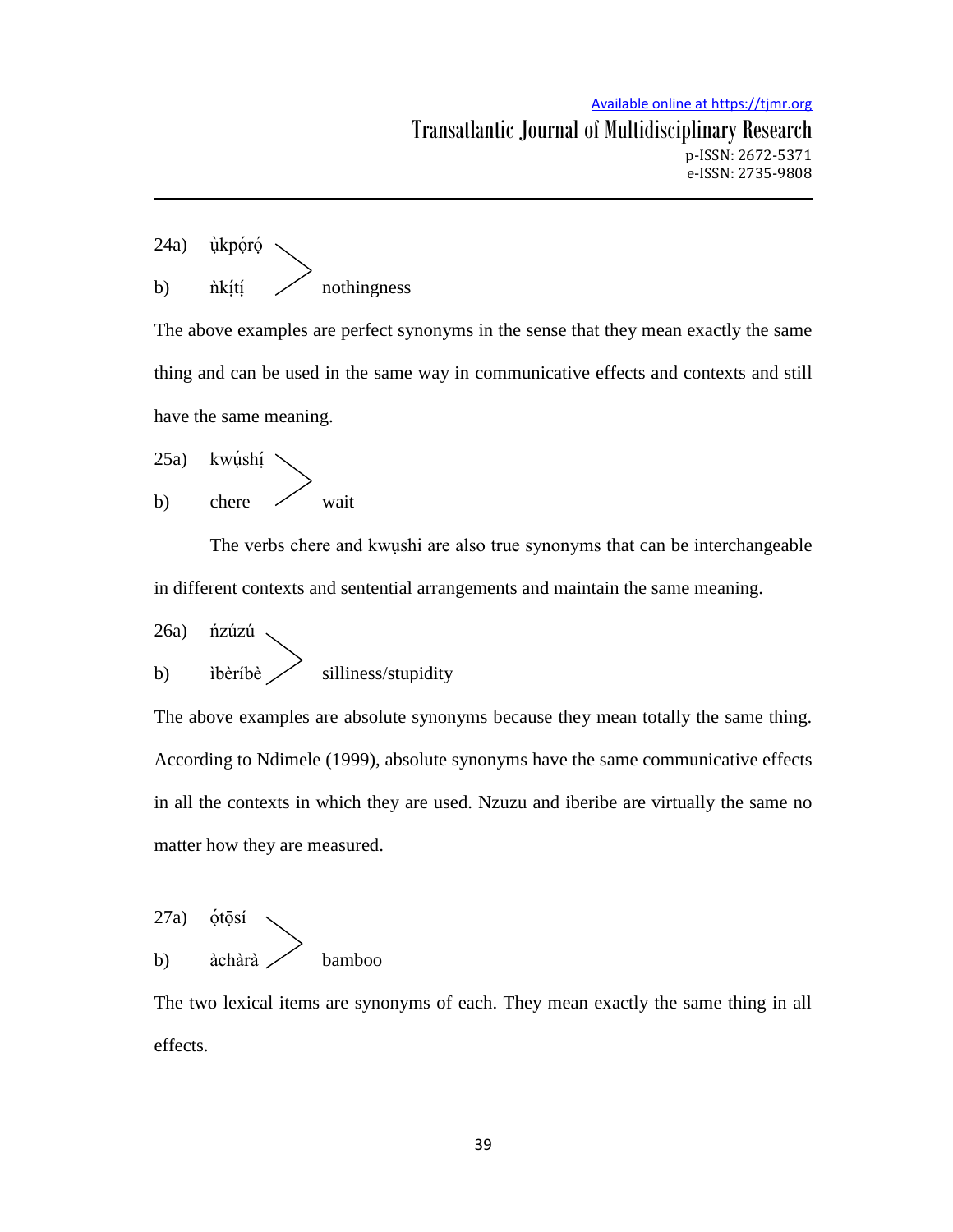24a) ụ̀kpọ́rọ́
b) ǹkịtị́ &gt; nothingness

The above examples are perfect synonyms in the sense that they mean exactly the same thing and can be used in the same way in communicative effects and contexts and still have the same meaning.

25a) kwụ́shị́
b) chere &gt; wait

The verbs chere and kwụshi are also true synonyms that can be interchangeable in different contexts and sentential arrangements and maintain the same meaning.

26a) ńzúzú
b) ìbèríbè &gt; silliness/stupidity

The above examples are absolute synonyms because they mean totally the same thing. According to Ndimele (1999), absolute synonyms have the same communicative effects in all the contexts in which they are used. Nzuzu and iberibe are virtually the same no matter how they are measured.

27a) ọ́tọ̄sí
b) àchàrà &gt; bamboo

The two lexical items are synonyms of each. They mean exactly the same thing in all effects.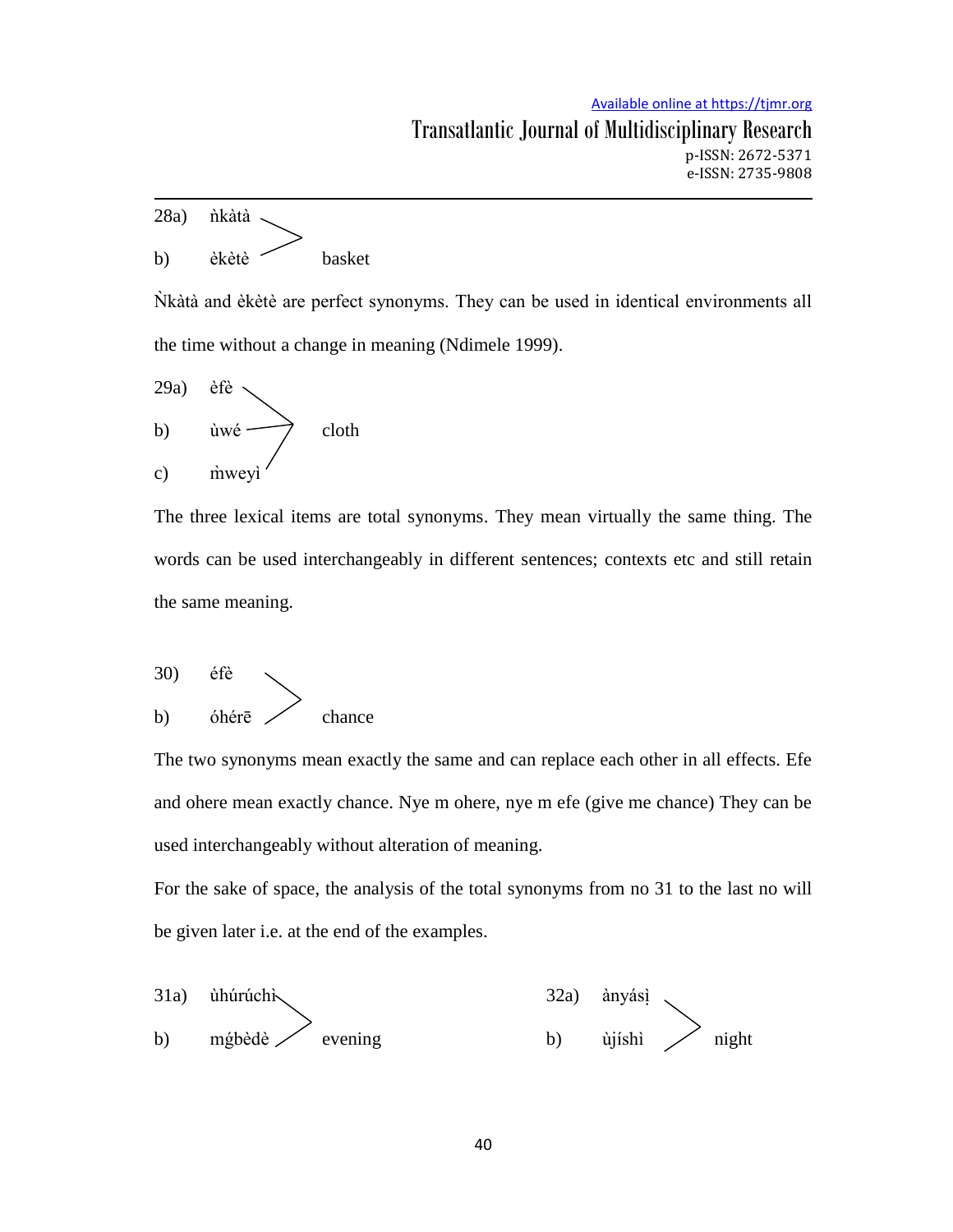28a) ǹkàtà
b) èkètè — basket

Ǹkàtà and èkètè are perfect synonyms. They can be used in identical environments all the time without a change in meaning (Ndimele 1999).

29a) èfè
b) ùwé — cloth
c) m̀weyì

The three lexical items are total synonyms. They mean virtually the same thing. The words can be used interchangeably in different sentences; contexts etc and still retain the same meaning.

30) éfè
b) óhérē — chance

The two synonyms mean exactly the same and can replace each other in all effects. Efe and ohere mean exactly chance. Nye m ohere, nye m efe (give me chance) They can be used interchangeably without alteration of meaning.

For the sake of space, the analysis of the total synonyms from no 31 to the last no will be given later i.e. at the end of the examples.

31a) ùhúrúchì
b) mǵbèdè — evening

32a) ànyásị
b) ùjíshì — night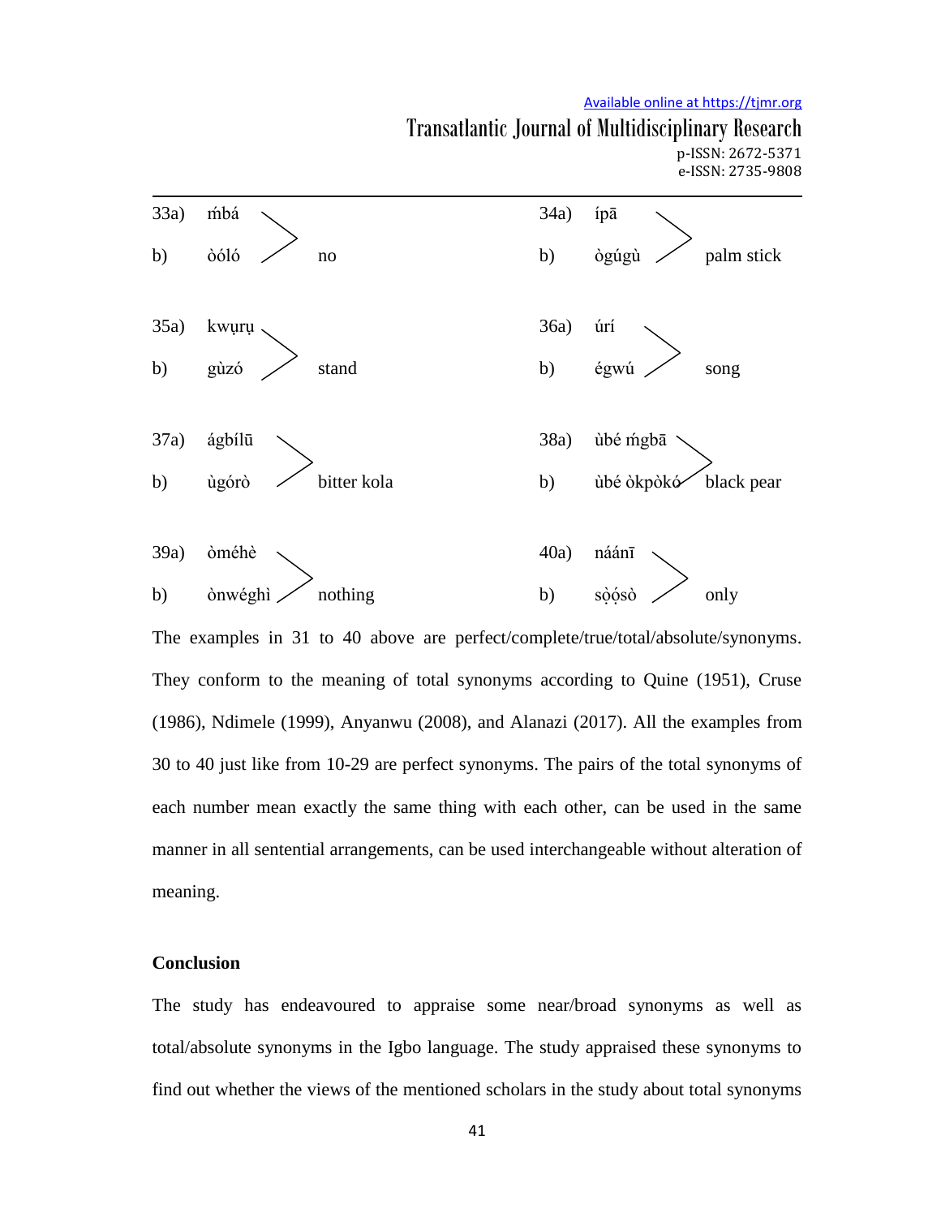| | | | | | | | |
|---|---|---|---|---|---|---|---|
| 33a) | ḿbá | | | 34a) | ípā | | |
| b) | òóló | no | | b) | ògúgù | palm stick | |
| 35a) | kwụrụ | | | 36a) | úrí | | |
| b) | gùzó | stand | | b) | égwú | song | |
| 37a) | ágbílū | | | 38a) | ùbé ḿgbā | | |
| b) | ùgórò | bitter kola | | b) | ùbé òkpòkó | black pear | |
| 39a) | òméhè | | | 40a) | náánī | | |
| b) | ònwéghì | nothing | | b) | sọ́ọ́sọ̀ | only | |

The examples in 31 to 40 above are perfect/complete/true/total/absolute/synonyms. They conform to the meaning of total synonyms according to Quine (1951), Cruse (1986), Ndimele (1999), Anyanwu (2008), and Alanazi (2017). All the examples from 30 to 40 just like from 10-29 are perfect synonyms. The pairs of the total synonyms of each number mean exactly the same thing with each other, can be used in the same manner in all sentential arrangements, can be used interchangeable without alteration of meaning.

**Conclusion**

The study has endeavoured to appraise some near/broad synonyms as well as total/absolute synonyms in the Igbo language. The study appraised these synonyms to find out whether the views of the mentioned scholars in the study about total synonyms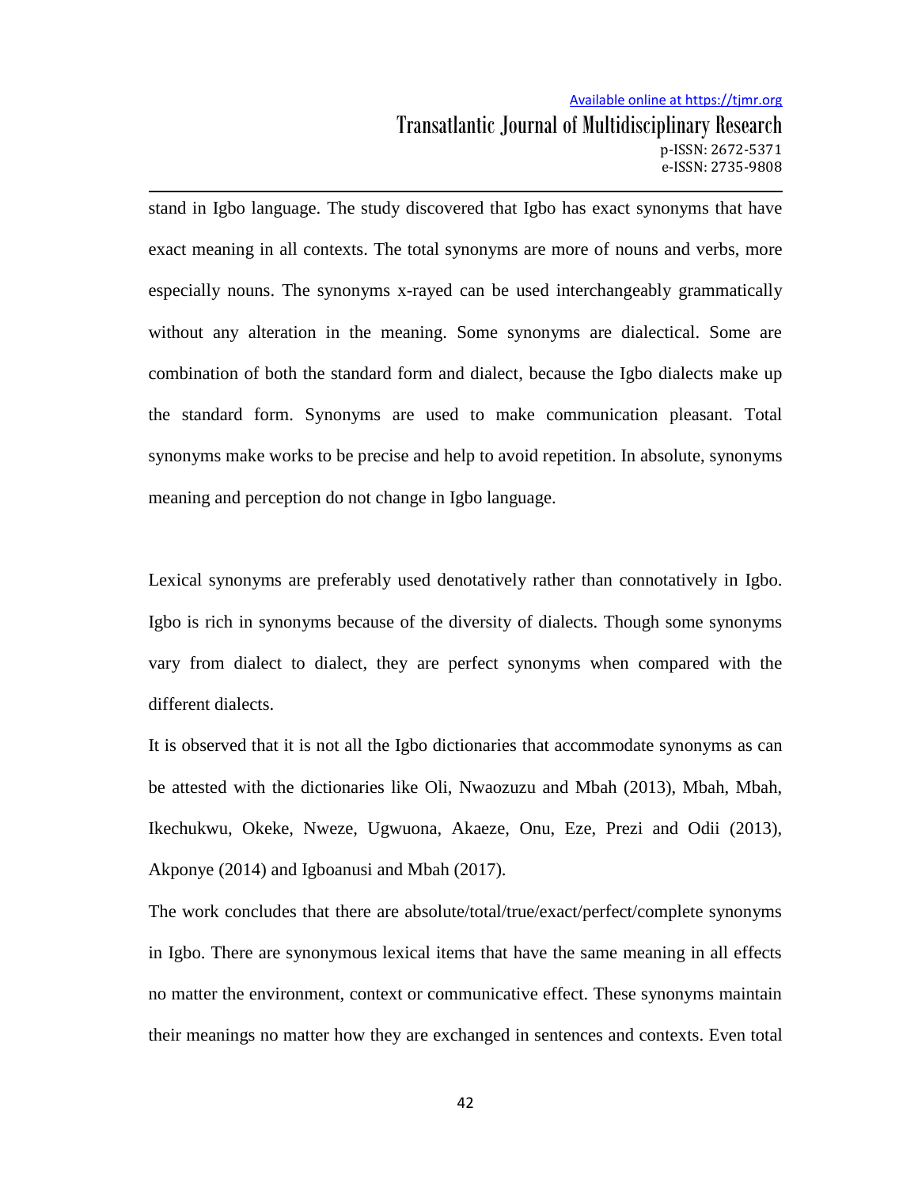stand in Igbo language. The study discovered that Igbo has exact synonyms that have exact meaning in all contexts. The total synonyms are more of nouns and verbs, more especially nouns. The synonyms x-rayed can be used interchangeably grammatically without any alteration in the meaning. Some synonyms are dialectical. Some are combination of both the standard form and dialect, because the Igbo dialects make up the standard form. Synonyms are used to make communication pleasant. Total synonyms make works to be precise and help to avoid repetition. In absolute, synonyms meaning and perception do not change in Igbo language.

Lexical synonyms are preferably used denotatively rather than connotatively in Igbo. Igbo is rich in synonyms because of the diversity of dialects. Though some synonyms vary from dialect to dialect, they are perfect synonyms when compared with the different dialects.

It is observed that it is not all the Igbo dictionaries that accommodate synonyms as can be attested with the dictionaries like Oli, Nwaozuzu and Mbah (2013), Mbah, Mbah, Ikechukwu, Okeke, Nweze, Ugwuona, Akaeze, Onu, Eze, Prezi and Odii (2013), Akponye (2014) and Igboanusi and Mbah (2017).

The work concludes that there are absolute/total/true/exact/perfect/complete synonyms in Igbo. There are synonymous lexical items that have the same meaning in all effects no matter the environment, context or communicative effect. These synonyms maintain their meanings no matter how they are exchanged in sentences and contexts. Even total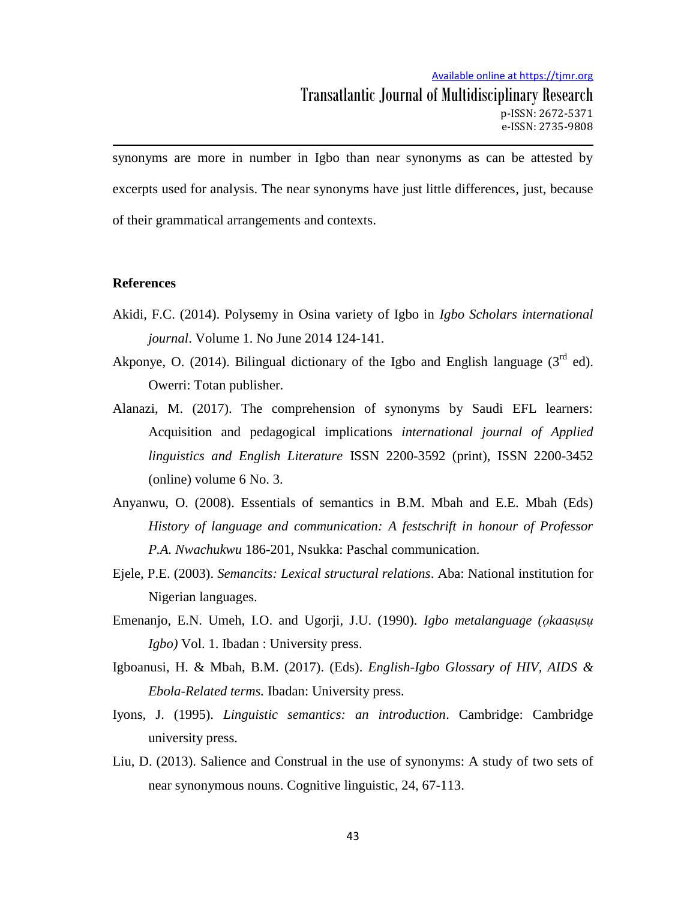synonyms are more in number in Igbo than near synonyms as can be attested by excerpts used for analysis. The near synonyms have just little differences, just, because of their grammatical arrangements and contexts.

## References

Akidi, F.C. (2014). Polysemy in Osina variety of Igbo in *Igbo Scholars international journal*. Volume 1. No June 2014 124-141.

Akponye, O. (2014). Bilingual dictionary of the Igbo and English language (3rd ed). Owerri: Totan publisher.

Alanazi, M. (2017). The comprehension of synonyms by Saudi EFL learners: Acquisition and pedagogical implications *international journal of Applied linguistics and English Literature* ISSN 2200-3592 (print), ISSN 2200-3452 (online) volume 6 No. 3.

Anyanwu, O. (2008). Essentials of semantics in B.M. Mbah and E.E. Mbah (Eds) *History of language and communication: A festschrift in honour of Professor P.A. Nwachukwu* 186-201, Nsukka: Paschal communication.

Ejele, P.E. (2003). *Semancits: Lexical structural relations*. Aba: National institution for Nigerian languages.

Emenanjo, E.N. Umeh, I.O. and Ugorji, J.U. (1990). *Igbo metalanguage (ọkaasụsụ Igbo)* Vol. 1. Ibadan : University press.

Igboanusi, H. & Mbah, B.M. (2017). (Eds). *English-Igbo Glossary of HIV, AIDS & Ebola-Related terms.* Ibadan: University press.

Iyons, J. (1995). *Linguistic semantics: an introduction*. Cambridge: Cambridge university press.

Liu, D. (2013). Salience and Construal in the use of synonyms: A study of two sets of near synonymous nouns. Cognitive linguistic, 24, 67-113.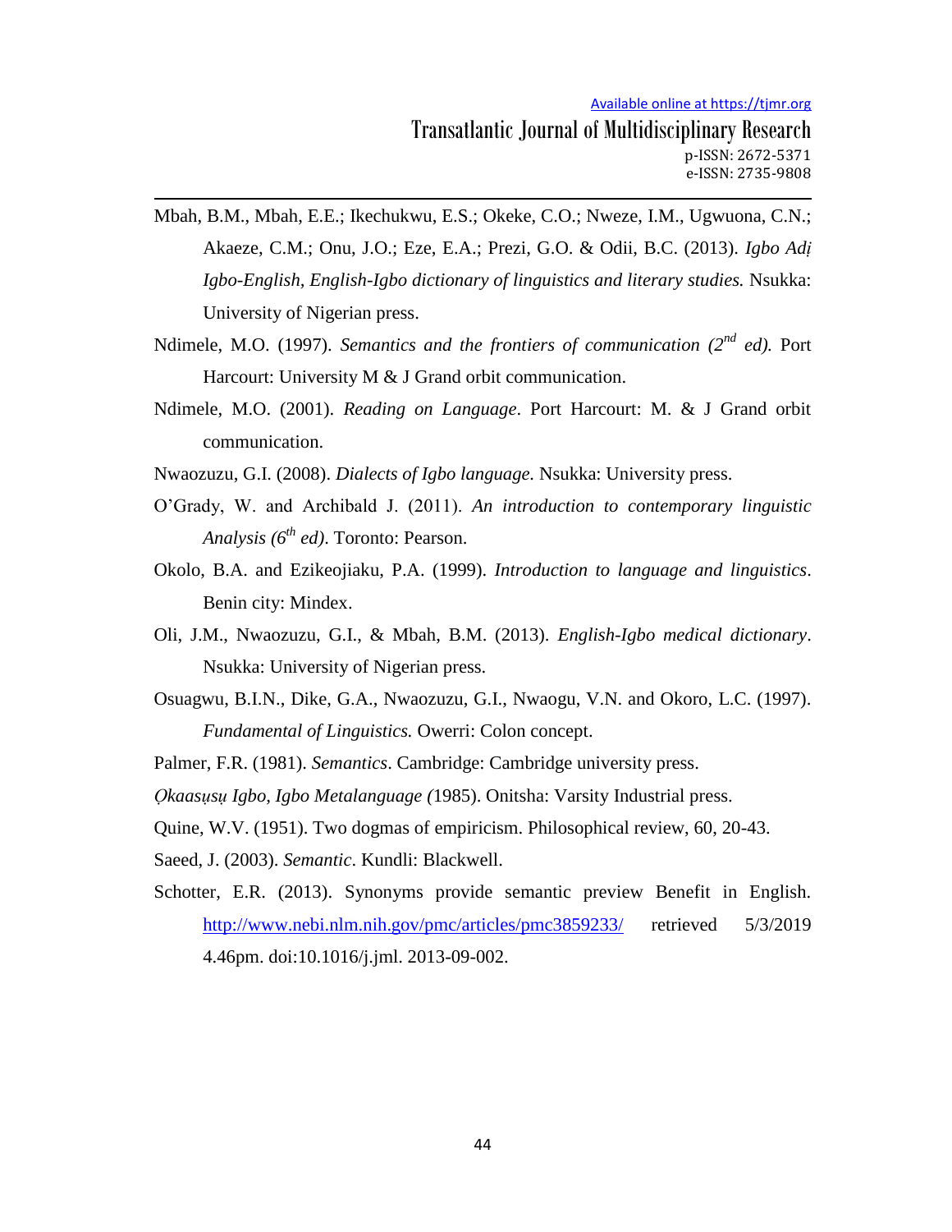Mbah, B.M., Mbah, E.E.; Ikechukwu, E.S.; Okeke, C.O.; Nweze, I.M., Ugwuona, C.N.; Akaeze, C.M.; Onu, J.O.; Eze, E.A.; Prezi, G.O. & Odii, B.C. (2013). *Igbo Adị Igbo-English, English-Igbo dictionary of linguistics and literary studies.* Nsukka: University of Nigerian press.

Ndimele, M.O. (1997). *Semantics and the frontiers of communication (2nd ed).* Port Harcourt: University M & J Grand orbit communication.

Ndimele, M.O. (2001). *Reading on Language*. Port Harcourt: M. & J Grand orbit communication.

Nwaozuzu, G.I. (2008). *Dialects of Igbo language.* Nsukka: University press.

O'Grady, W. and Archibald J. (2011). *An introduction to contemporary linguistic Analysis (6th ed)*. Toronto: Pearson.

Okolo, B.A. and Ezikeojiaku, P.A. (1999). *Introduction to language and linguistics*. Benin city: Mindex.

Oli, J.M., Nwaozuzu, G.I., & Mbah, B.M. (2013). *English-Igbo medical dictionary*. Nsukka: University of Nigerian press.

Osuagwu, B.I.N., Dike, G.A., Nwaozuzu, G.I., Nwaogu, V.N. and Okoro, L.C. (1997). *Fundamental of Linguistics.* Owerri: Colon concept.

Palmer, F.R. (1981). *Semantics*. Cambridge: Cambridge university press.

*Ọkaasụsụ Igbo, Igbo Metalanguage (*1985). Onitsha: Varsity Industrial press.

Quine, W.V. (1951). Two dogmas of empiricism. Philosophical review, 60, 20-43.

Saeed, J. (2003). *Semantic*. Kundli: Blackwell.

Schotter, E.R. (2013). Synonyms provide semantic preview Benefit in English. http://www.nebi.nlm.nih.gov/pmc/articles/pmc3859233/ retrieved 5/3/2019 4.46pm. doi:10.1016/j.jml. 2013-09-002.